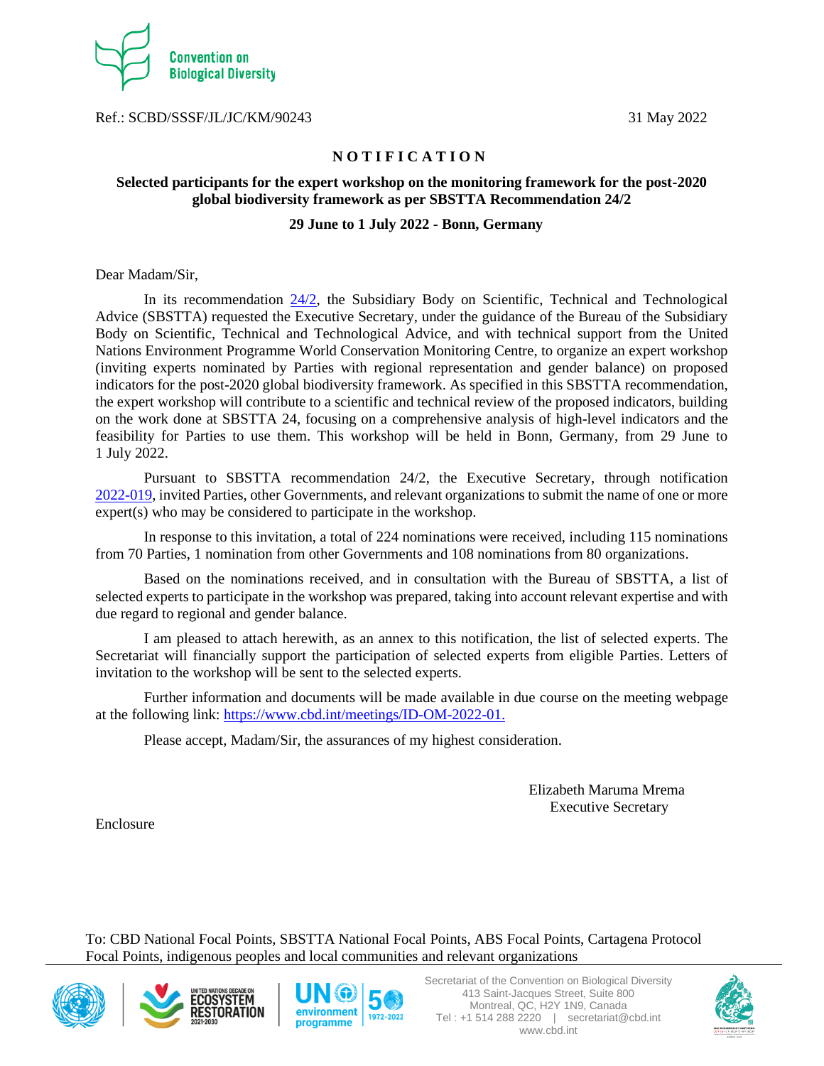Convention on Biological Diversity

Ref.: SCBD/SSSF/JL/JC/KM/90243

31 May 2022

# NOTIFICATION

**Selected participants for the expert workshop on the monitoring framework for the post-2020 global biodiversity framework as per SBSTTA Recommendation 24/2**

**29 June to 1 July 2022 - Bonn, Germany**

Dear Madam/Sir,

In its recommendation [24/2](), the Subsidiary Body on Scientific, Technical and Technological Advice (SBSTTA) requested the Executive Secretary, under the guidance of the Bureau of the Subsidiary Body on Scientific, Technical and Technological Advice, and with technical support from the United Nations Environment Programme World Conservation Monitoring Centre, to organize an expert workshop (inviting experts nominated by Parties with regional representation and gender balance) on proposed indicators for the post-2020 global biodiversity framework. As specified in this SBSTTA recommendation, the expert workshop will contribute to a scientific and technical review of the proposed indicators, building on the work done at SBSTTA 24, focusing on a comprehensive analysis of high-level indicators and the feasibility for Parties to use them. This workshop will be held in Bonn, Germany, from 29 June to 1 July 2022.

Pursuant to SBSTTA recommendation 24/2, the Executive Secretary, through notification [2022-019](), invited Parties, other Governments, and relevant organizations to submit the name of one or more expert(s) who may be considered to participate in the workshop.

In response to this invitation, a total of 224 nominations were received, including 115 nominations from 70 Parties, 1 nomination from other Governments and 108 nominations from 80 organizations.

Based on the nominations received, and in consultation with the Bureau of SBSTTA, a list of selected experts to participate in the workshop was prepared, taking into account relevant expertise and with due regard to regional and gender balance.

I am pleased to attach herewith, as an annex to this notification, the list of selected experts. The Secretariat will financially support the participation of selected experts from eligible Parties. Letters of invitation to the workshop will be sent to the selected experts.

Further information and documents will be made available in due course on the meeting webpage at the following link: [https://www.cbd.int/meetings/ID-OM-2022-01.](https://www.cbd.int/meetings/ID-OM-2022-01)

Please accept, Madam/Sir, the assurances of my highest consideration.

Elizabeth Maruma Mrema
Executive Secretary

Enclosure

To: CBD National Focal Points, SBSTTA National Focal Points, ABS Focal Points, Cartagena Protocol Focal Points, indigenous peoples and local communities and relevant organizations

Secretariat of the Convention on Biological Diversity
413 Saint-Jacques Street, Suite 800
Montreal, QC, H2Y 1N9, Canada
Tel : +1 514 288 2220 | secretariat@cbd.int
www.cbd.int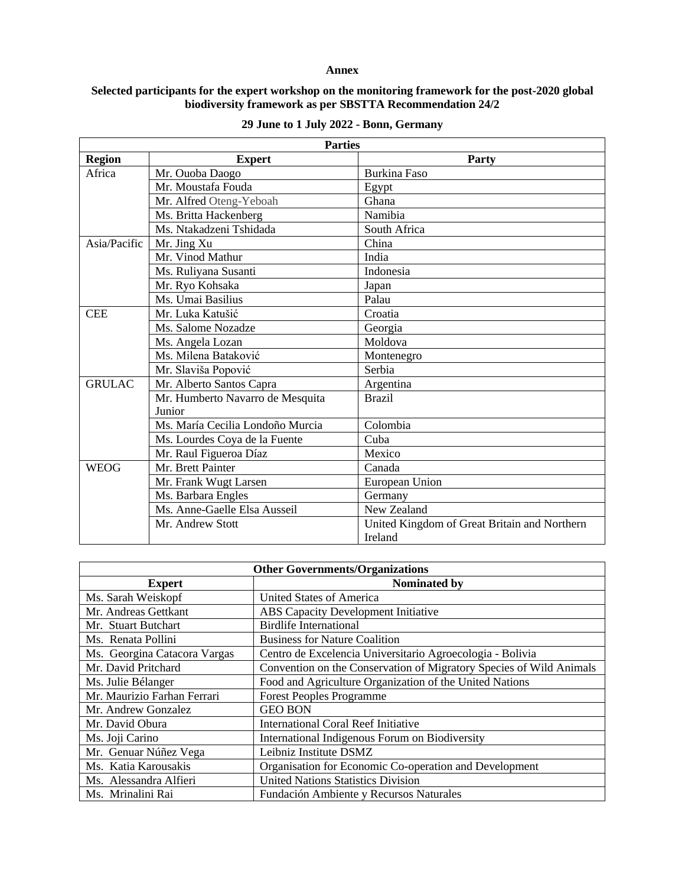**Annex**

**Selected participants for the expert workshop on the monitoring framework for the post-2020 global biodiversity framework as per SBSTTA Recommendation 24/2**

**29 June to 1 July 2022 - Bonn, Germany**

| **Parties** | | |
|---|---|---|
| **Region** | **Expert** | **Party** |
| Africa | Mr. Ouoba Daogo | Burkina Faso |
| | Mr. Moustafa Fouda | Egypt |
| | Mr. Alfred Oteng-Yeboah | Ghana |
| | Ms. Britta Hackenberg | Namibia |
| | Ms. Ntakadzeni Tshidada | South Africa |
| Asia/Pacific | Mr. Jing Xu | China |
| | Mr. Vinod Mathur | India |
| | Ms. Ruliyana Susanti | Indonesia |
| | Mr. Ryo Kohsaka | Japan |
| | Ms. Umai Basilius | Palau |
| CEE | Mr. Luka Katušić | Croatia |
| | Ms. Salome Nozadze | Georgia |
| | Ms. Angela Lozan | Moldova |
| | Ms. Milena Bataković | Montenegro |
| | Mr. Slaviša Popović | Serbia |
| GRULAC | Mr. Alberto Santos Capra | Argentina |
| | Mr. Humberto Navarro de Mesquita Junior | Brazil |
| | Ms. María Cecilia Londoño Murcia | Colombia |
| | Ms. Lourdes Coya de la Fuente | Cuba |
| | Mr. Raul Figueroa Díaz | Mexico |
| WEOG | Mr. Brett Painter | Canada |
| | Mr. Frank Wugt Larsen | European Union |
| | Ms. Barbara Engles | Germany |
| | Ms. Anne-Gaelle Elsa Ausseil | New Zealand |
| | Mr. Andrew Stott | United Kingdom of Great Britain and Northern Ireland |

| **Other Governments/Organizations** | |
|---|---|
| **Expert** | **Nominated by** |
| Ms. Sarah Weiskopf | United States of America |
| Mr. Andreas Gettkant | ABS Capacity Development Initiative |
| Mr. Stuart Butchart | Birdlife International |
| Ms. Renata Pollini | Business for Nature Coalition |
| Ms. Georgina Catacora Vargas | Centro de Excelencia Universitario Agroecologia - Bolivia |
| Mr. David Pritchard | Convention on the Conservation of Migratory Species of Wild Animals |
| Ms. Julie Bélanger | Food and Agriculture Organization of the United Nations |
| Mr. Maurizio Farhan Ferrari | Forest Peoples Programme |
| Mr. Andrew Gonzalez | GEO BON |
| Mr. David Obura | International Coral Reef Initiative |
| Ms. Joji Carino | International Indigenous Forum on Biodiversity |
| Mr. Genuar Núñez Vega | Leibniz Institute DSMZ |
| Ms. Katia Karousakis | Organisation for Economic Co-operation and Development |
| Ms. Alessandra Alfieri | United Nations Statistics Division |
| Ms. Mrinalini Rai | Fundación Ambiente y Recursos Naturales |